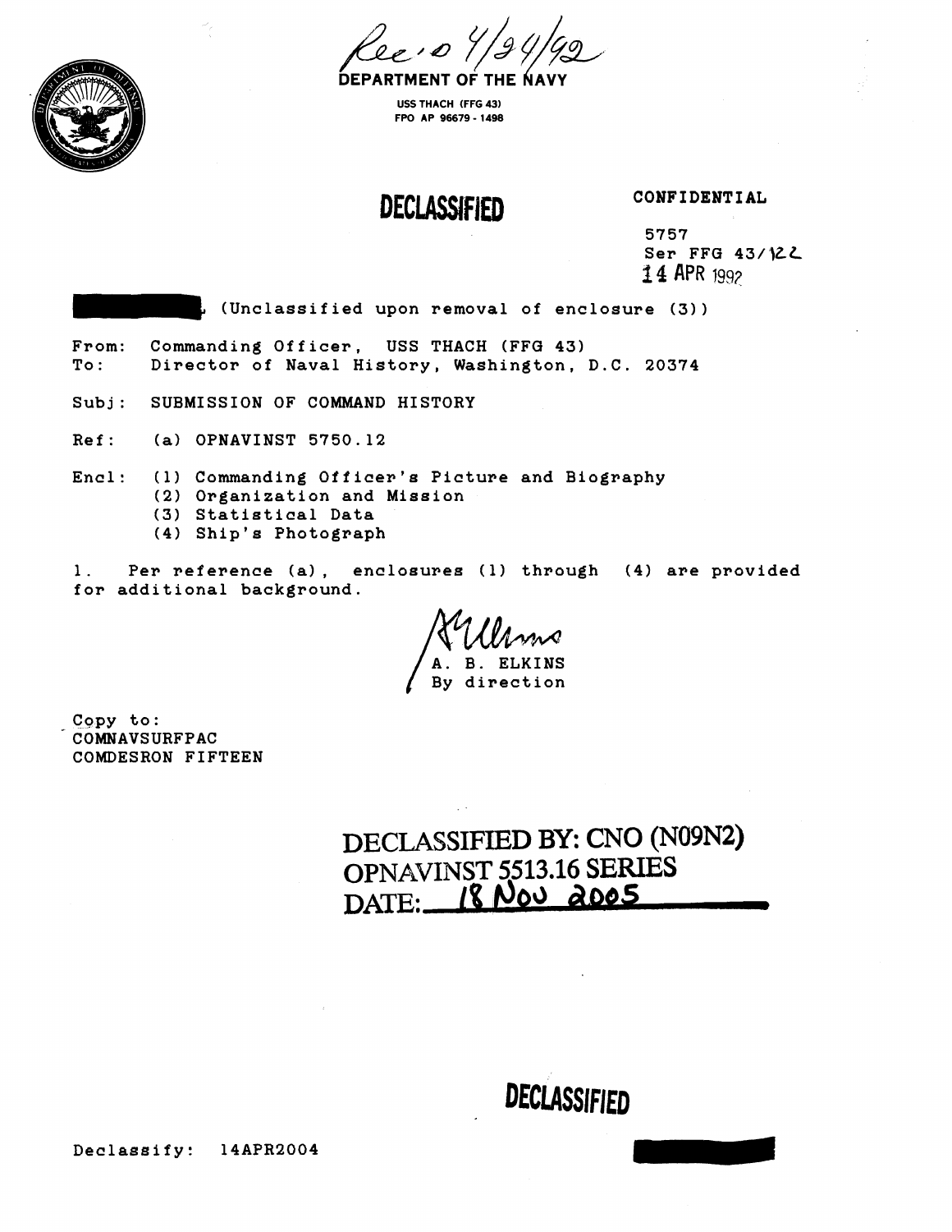Rec'd 4/24/92

DEPARTMENT OF THE NAVY

USS THACH (FFG 43)
FPO AP 96679 - 1498

DECLASSIFIED

CONFIDENTIAL

5757
Ser FFG 43/122
14 APR 1992

(Unclassified upon removal of enclosure (3))

From: Commanding Officer, USS THACH (FFG 43)
To: Director of Naval History, Washington, D.C. 20374

Subj: SUBMISSION OF COMMAND HISTORY

Ref: (a) OPNAVINST 5750.12

Encl: (1) Commanding Officer's Picture and Biography
(2) Organization and Mission
(3) Statistical Data
(4) Ship's Photograph

1. Per reference (a), enclosures (1) through (4) are provided for additional background.

A. B. ELKINS
By direction

Copy to:
COMNAVSURFPAC
COMDESRON FIFTEEN

DECLASSIFIED BY: CNO (N09N2)
OPNAVINST 5513.16 SERIES
DATE: 18 NOV 2005

DECLASSIFIED

Declassify: 14APR2004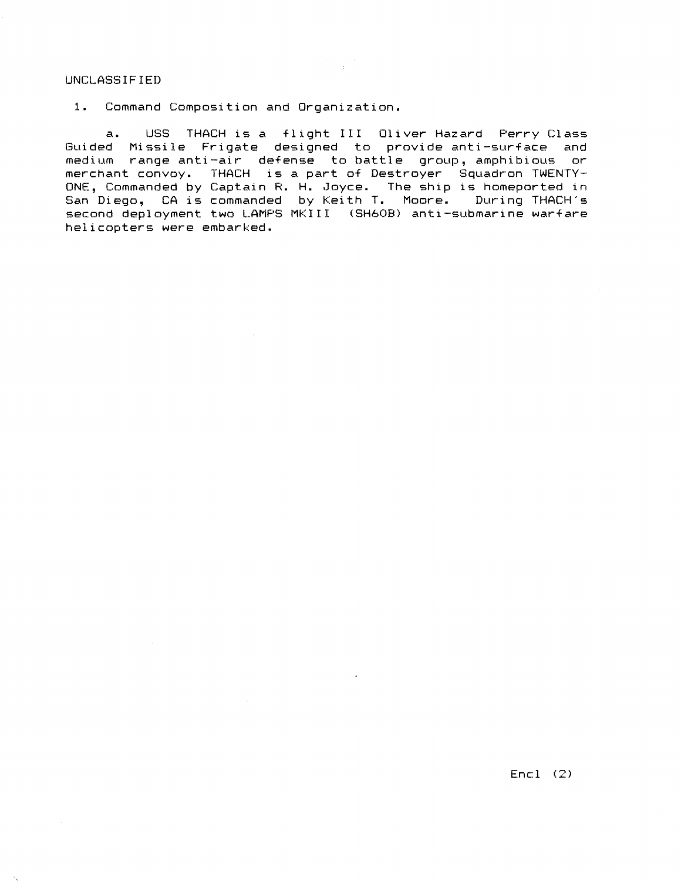UNCLASSIFIED

1. Command Composition and Organization.

a. USS THACH is a flight III Oliver Hazard Perry Class Guided Missile Frigate designed to provide anti-surface and medium range anti-air defense to battle group, amphibious or merchant convoy. THACH is a part of Destroyer Squadron TWENTY-ONE, Commanded by Captain R. H. Joyce. The ship is homeported in San Diego, CA is commanded by Keith T. Moore. During THACH's second deployment two LAMPS MKIII (SH60B) anti-submarine warfare helicopters were embarked.

Encl (2)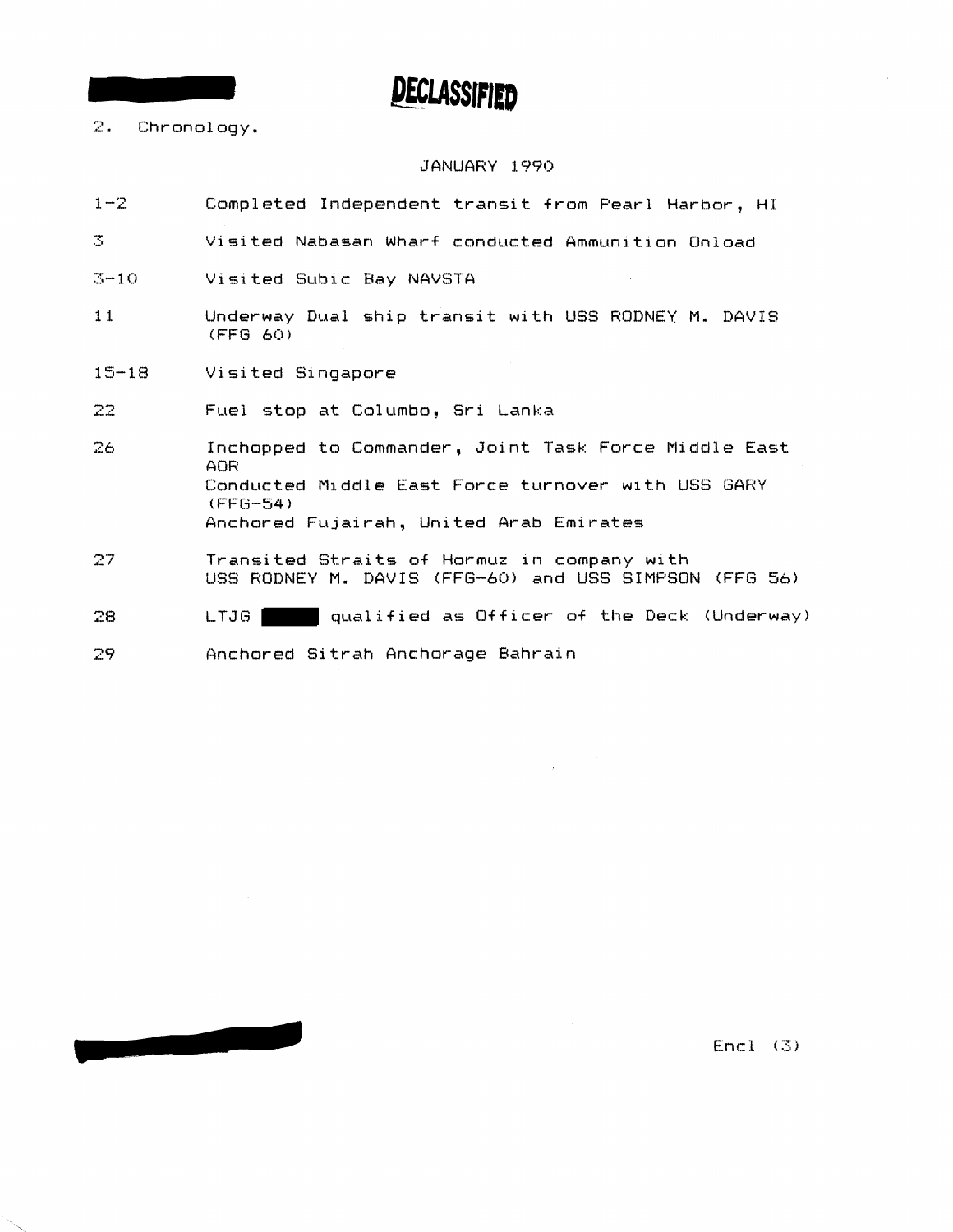**DECLASSIFIED**

2. Chronology.

JANUARY 1990

| | |
|---|---|
| 1-2 | Completed Independent transit from Pearl Harbor, HI |
| 3 | Visited Nabasan Wharf conducted Ammunition Onload |
| 3-10 | Visited Subic Bay NAVSTA |
| 11 | Underway Dual ship transit with USS RODNEY M. DAVIS (FFG 60) |
| 15-18 | Visited Singapore |
| 22 | Fuel stop at Columbo, Sri Lanka |
| 26 | Inchopped to Commander, Joint Task Force Middle East AOR<br>Conducted Middle East Force turnover with USS GARY (FFG-54)<br>Anchored Fujairah, United Arab Emirates |
| 27 | Transited Straits of Hormuz in company with USS RODNEY M. DAVIS (FFG-60) and USS SIMPSON (FFG 56) |
| 28 | LTJG ██████ qualified as Officer of the Deck (Underway) |
| 29 | Anchored Sitrah Anchorage Bahrain |

Encl (3)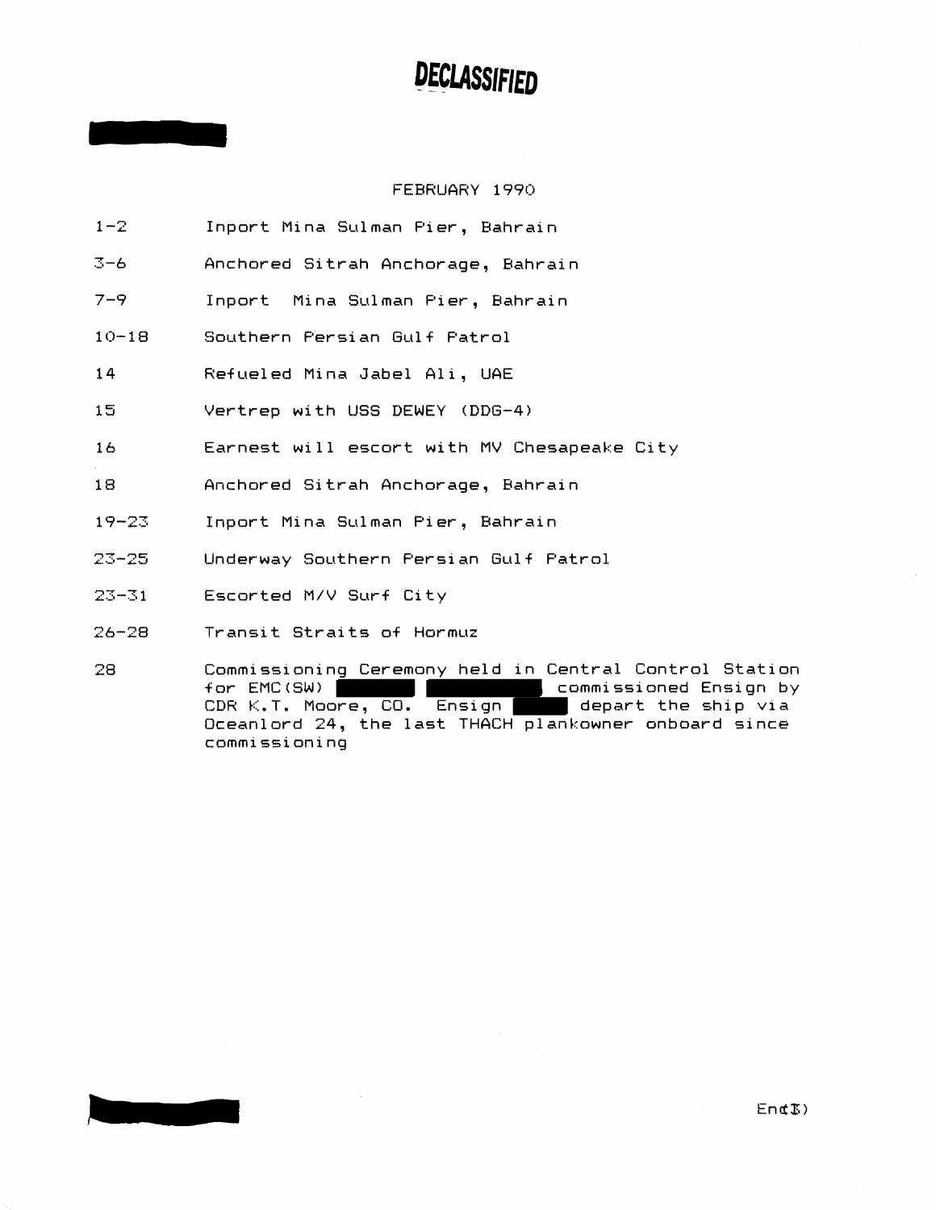**DECLASSIFIED**

FEBRUARY 1990

| | |
|---|---|
| 1-2 | Inport Mina Sulman Pier, Bahrain |
| 3-6 | Anchored Sitrah Anchorage, Bahrain |
| 7-9 | Inport Mina Sulman Pier, Bahrain |
| 10-18 | Southern Persian Gulf Patrol |
| 14 | Refueled Mina Jabel Ali, UAE |
| 15 | Vertrep with USS DEWEY (DDG-4) |
| 16 | Earnest will escort with MV Chesapeake City |
| 18 | Anchored Sitrah Anchorage, Bahrain |
| 19-23 | Inport Mina Sulman Pier, Bahrain |
| 23-25 | Underway Southern Persian Gulf Patrol |
| 23-31 | Escorted M/V Surf City |
| 26-28 | Transit Straits of Hormuz |
| 28 | Commissioning Ceremony held in Central Control Station for EMC(SW) ██████ ██████ commissioned Ensign by CDR K.T. Moore, CO. Ensign ████ depart the ship via Oceanlord 24, the last THACH plankowner onboard since commissioning |

Encl(3)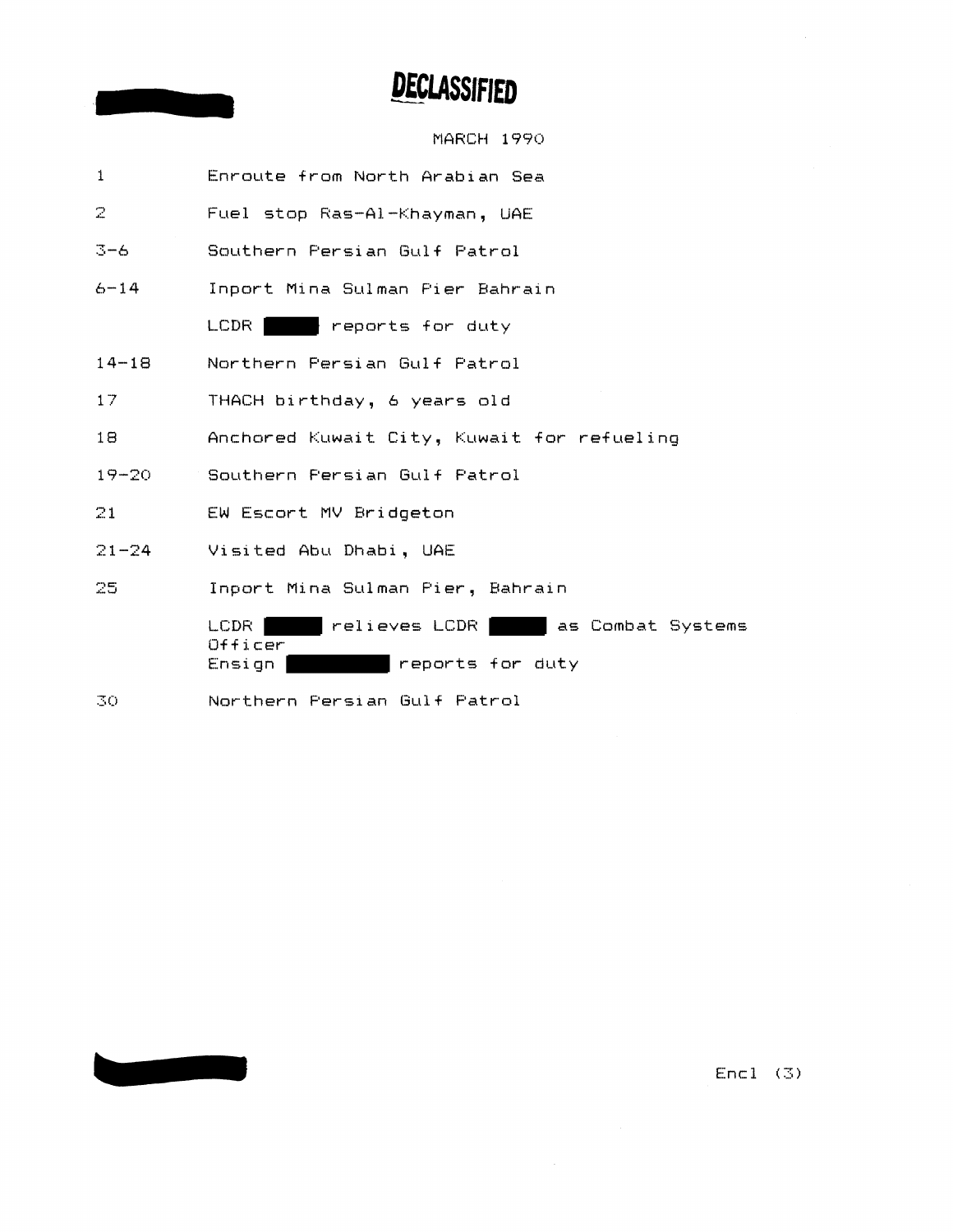**DECLASSIFIED**

MARCH 1990

| | |
|---|---|
| 1 | Enroute from North Arabian Sea |
| 2 | Fuel stop Ras-Al-Khayman, UAE |
| 3-6 | Southern Persian Gulf Patrol |
| 6-14 | Inport Mina Sulman Pier Bahrain |
| | LCDR ██████ reports for duty |
| 14-18 | Northern Persian Gulf Patrol |
| 17 | THACH birthday, 6 years old |
| 18 | Anchored Kuwait City, Kuwait for refueling |
| 19-20 | Southern Persian Gulf Patrol |
| 21 | EW Escort MV Bridgeton |
| 21-24 | Visited Abu Dhabi, UAE |
| 25 | Inport Mina Sulman Pier, Bahrain |
| | LCDR ██████ relieves LCDR ██████ as Combat Systems Officer |
| | Ensign ██████████ reports for duty |
| 30 | Northern Persian Gulf Patrol |

Encl (3)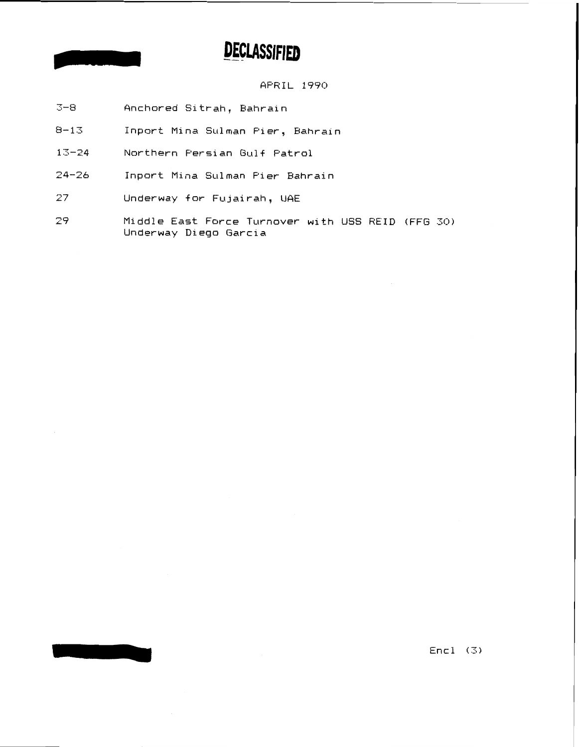**DECLASSIFIED**

APRIL 1990

| | |
|---|---|
| 3-8 | Anchored Sitrah, Bahrain |
| 8-13 | Inport Mina Sulman Pier, Bahrain |
| 13-24 | Northern Persian Gulf Patrol |
| 24-26 | Inport Mina Sulman Pier Bahrain |
| 27 | Underway for Fujairah, UAE |
| 29 | Middle East Force Turnover with USS REID (FFG 30) Underway Diego Garcia |

Encl (3)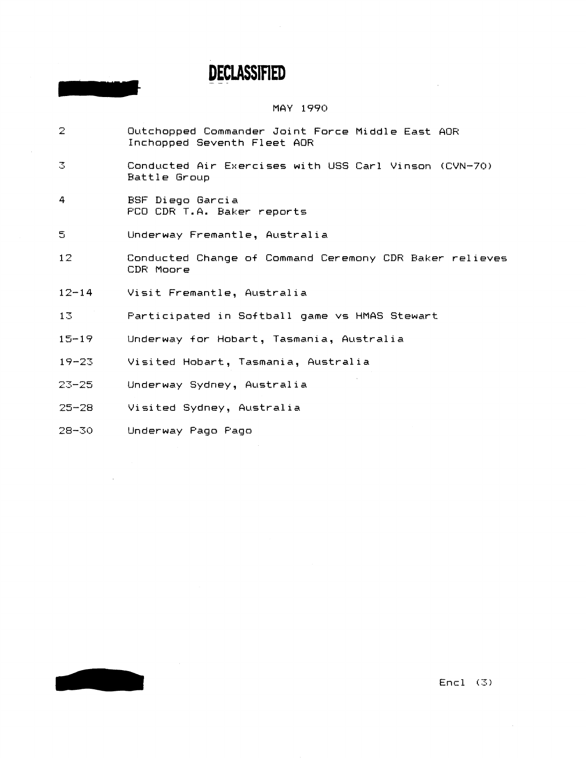# DECLASSIFIED

MAY 1990

| | |
|---|---|
| 2 | Outchopped Commander Joint Force Middle East AOR<br>Inchopped Seventh Fleet AOR |
| 3 | Conducted Air Exercises with USS Carl Vinson (CVN-70) Battle Group |
| 4 | BSF Diego Garcia<br>PCO CDR T.A. Baker reports |
| 5 | Underway Fremantle, Australia |
| 12 | Conducted Change of Command Ceremony CDR Baker relieves CDR Moore |
| 12-14 | Visit Fremantle, Australia |
| 13 | Participated in Softball game vs HMAS Stewart |
| 15-19 | Underway for Hobart, Tasmania, Australia |
| 19-23 | Visited Hobart, Tasmania, Australia |
| 23-25 | Underway Sydney, Australia |
| 25-28 | Visited Sydney, Australia |
| 28-30 | Underway Pago Pago |

Encl (3)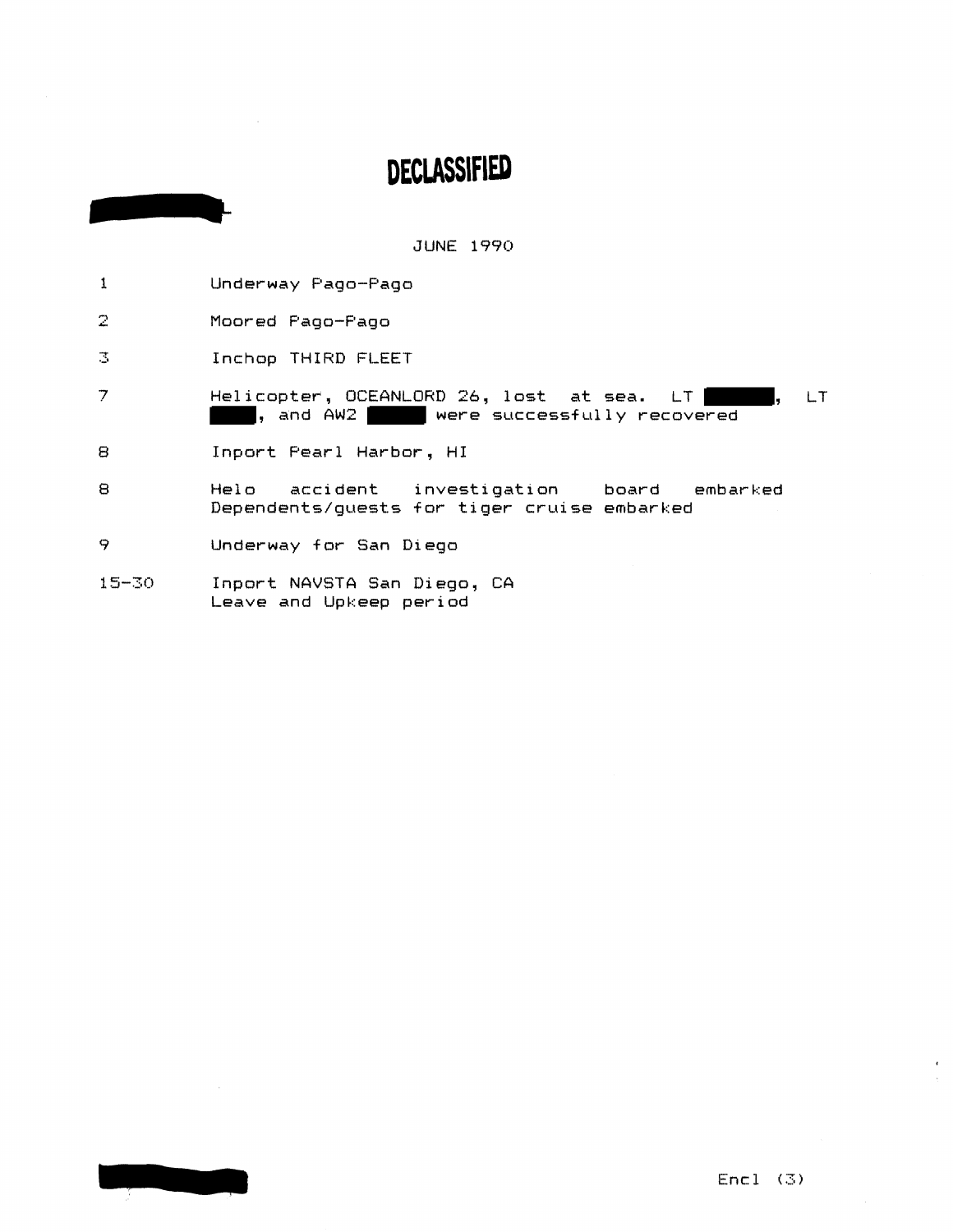**DECLASSIFIED**

JUNE 1990

| | |
|---|---|
| 1 | Underway Pago-Pago |
| 2 | Moored Pago-Pago |
| 3 | Inchop THIRD FLEET |
| 7 | Helicopter, OCEANLORD 26, lost at sea. LT ███, LT ███, and AW2 ███ were successfully recovered |
| 8 | Inport Pearl Harbor, HI |
| 8 | Helo accident investigation board embarked Dependents/guests for tiger cruise embarked |
| 9 | Underway for San Diego |
| 15-30 | Inport NAVSTA San Diego, CA Leave and Upkeep period |

Encl (3)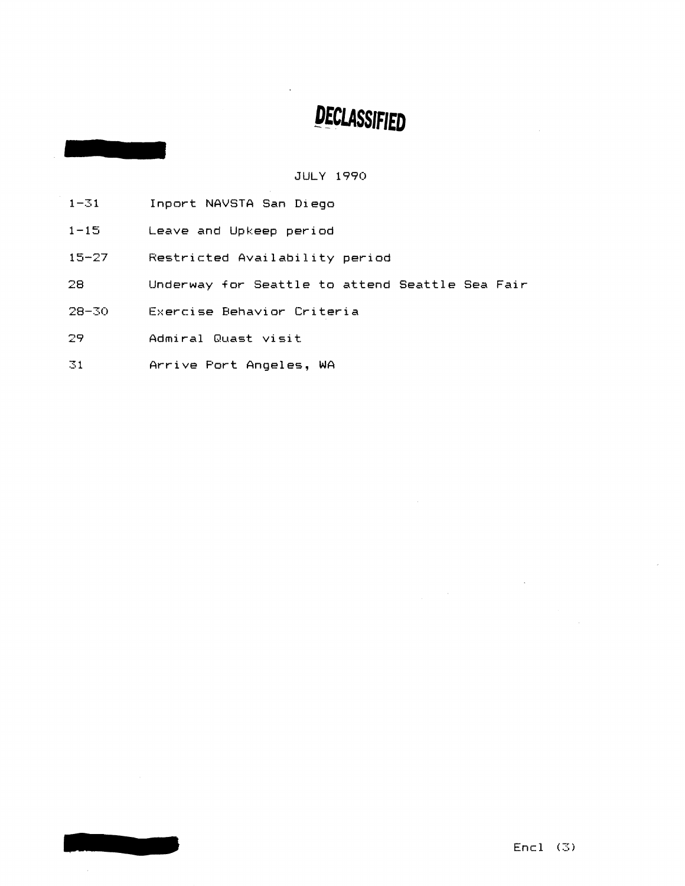**DECLASSIFIED**

JULY 1990

| | |
|---|---|
| 1-31 | Inport NAVSTA San Diego |
| 1-15 | Leave and Upkeep period |
| 15-27 | Restricted Availability period |
| 28 | Underway for Seattle to attend Seattle Sea Fair |
| 28-30 | Exercise Behavior Criteria |
| 29 | Admiral Quast visit |
| 31 | Arrive Port Angeles, WA |

Encl (3)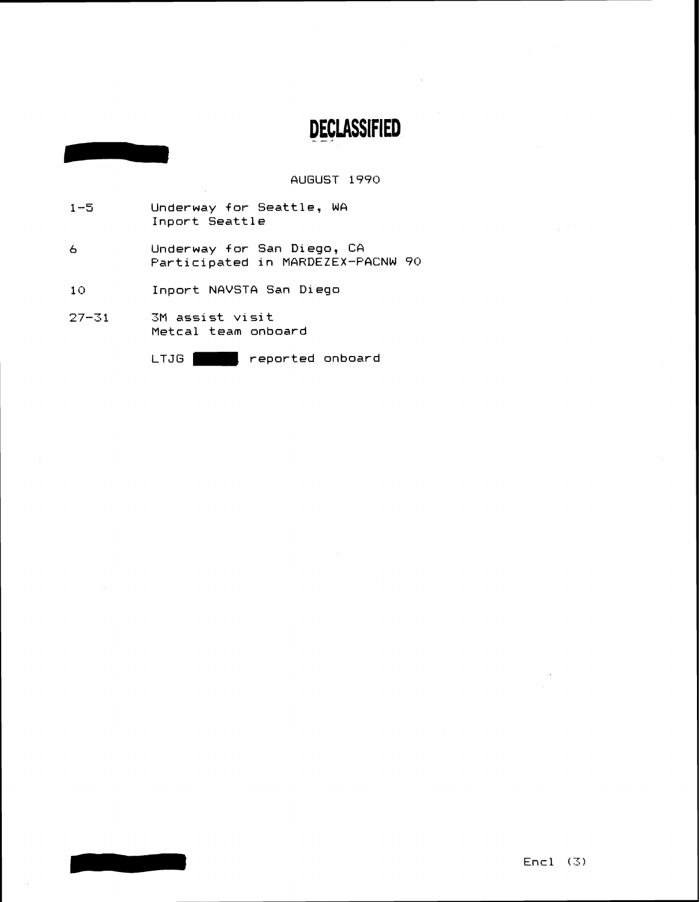DECLASSIFIED

AUGUST 1990

| | |
|---|---|
| 1-5 | Underway for Seattle, WA<br>Inport Seattle |
| 6 | Underway for San Diego, CA<br>Participated in MARDEZEX-PACNW 90 |
| 10 | Inport NAVSTA San Diego |
| 27-31 | 3M assist visit<br>Metcal team onboard |
| | LTJG ████ reported onboard |

Encl (3)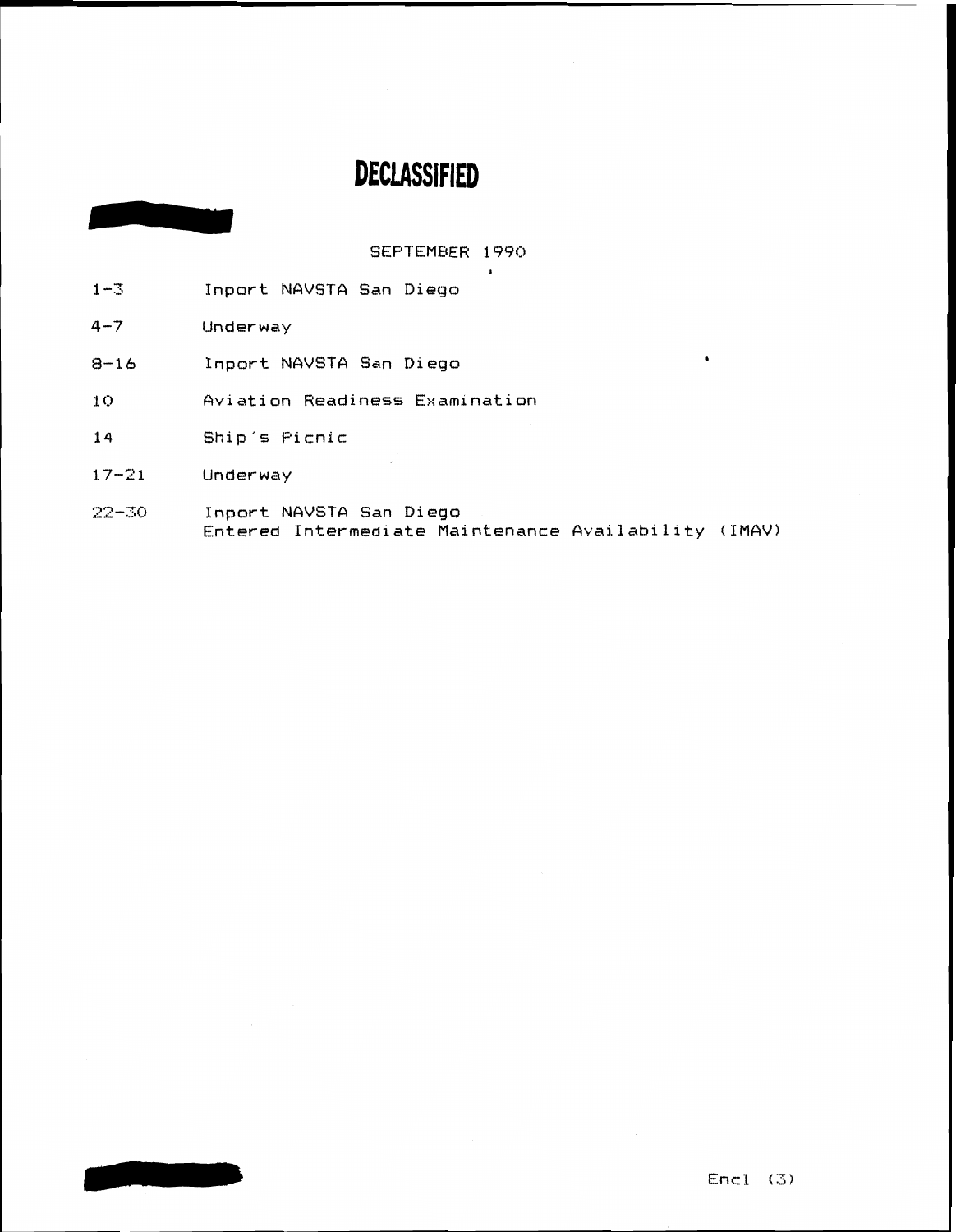**DECLASSIFIED**

SEPTEMBER 1990

| | |
|---|---|
| 1-3 | Inport NAVSTA San Diego |
| 4-7 | Underway |
| 8-16 | Inport NAVSTA San Diego |
| 10 | Aviation Readiness Examination |
| 14 | Ship's Picnic |
| 17-21 | Underway |
| 22-30 | Inport NAVSTA San Diego<br>Entered Intermediate Maintenance Availability (IMAV) |

Encl (3)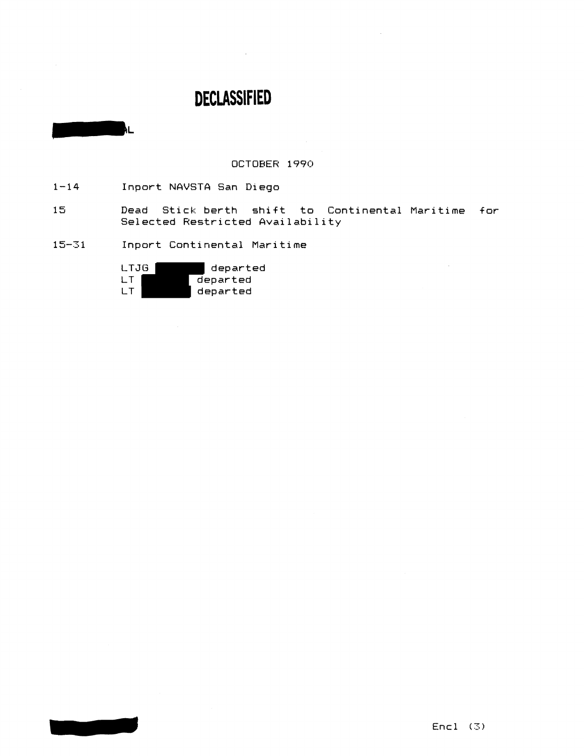# DECLASSIFIED

█████AL

OCTOBER 1990

1-14 Inport NAVSTA San Diego

15 Dead Stick berth shift to Continental Maritime for Selected Restricted Availability

15-31 Inport Continental Maritime

LTJG █████ departed
LT █████ departed
LT █████ departed

Encl (3)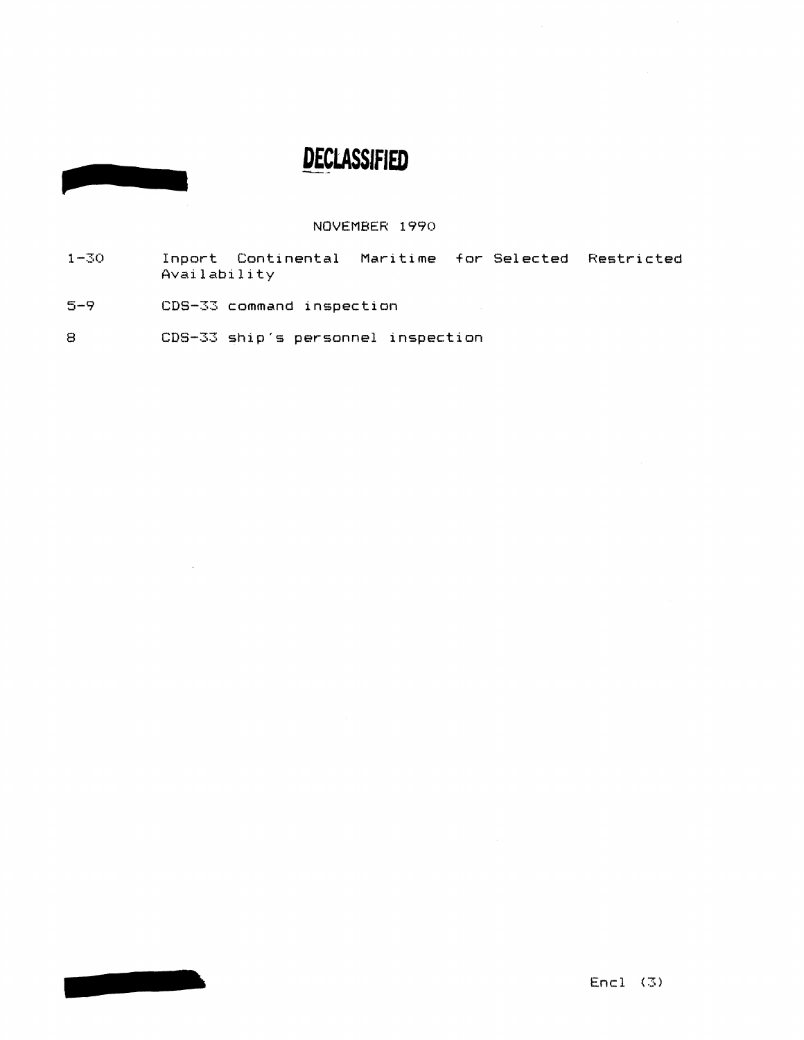**DECLASSIFIED**

NOVEMBER 1990

| | |
|---|---|
| 1-30 | Inport Continental Maritime for Selected Restricted Availability |
| 5-9 | CDS-33 command inspection |
| 8 | CDS-33 ship's personnel inspection |

Encl (3)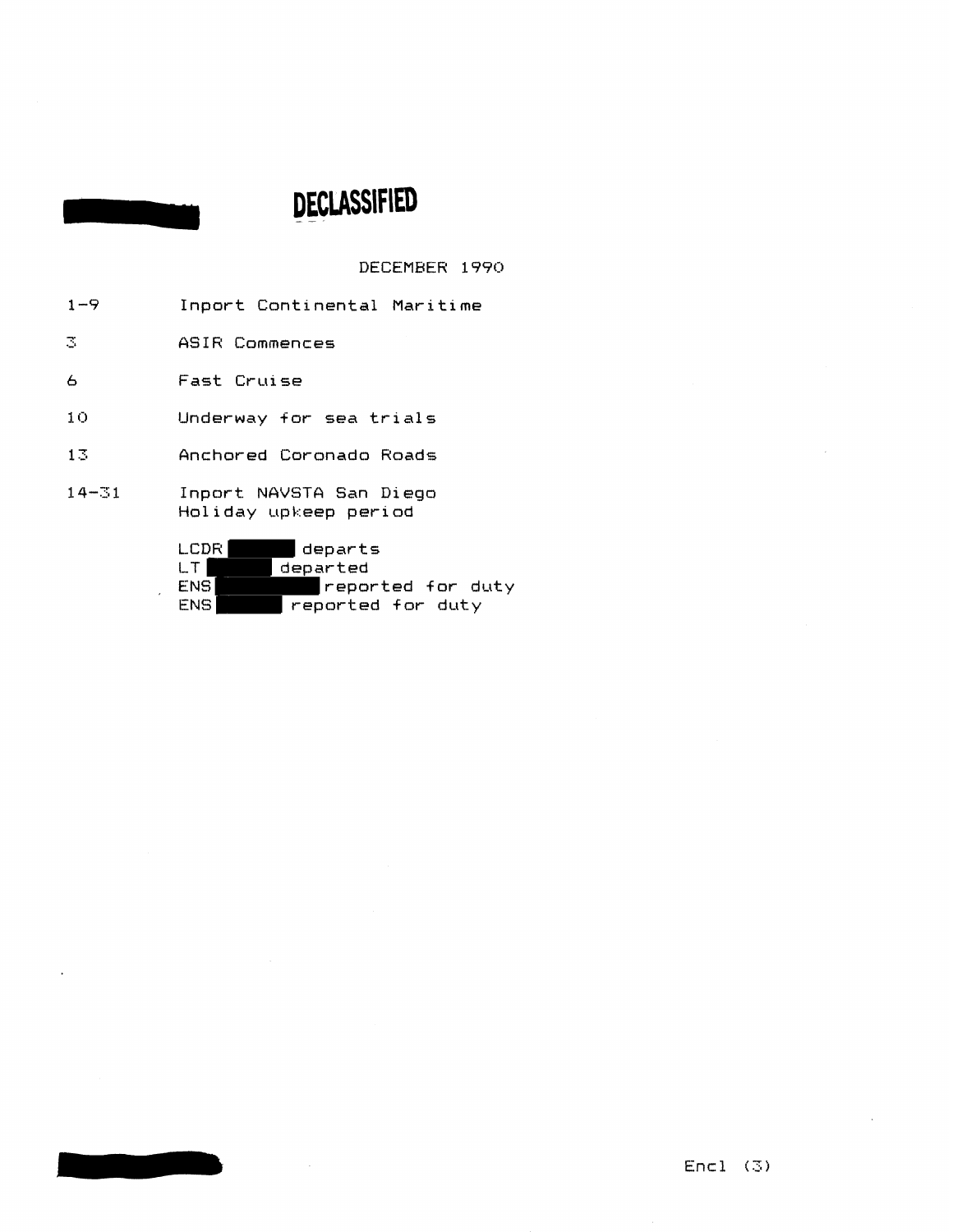**DECLASSIFIED**

DECEMBER 1990

| | |
|---|---|
| 1-9 | Inport Continental Maritime |
| 3 | ASIR Commences |
| 6 | Fast Cruise |
| 10 | Underway for sea trials |
| 13 | Anchored Coronado Roads |
| 14-31 | Inport NAVSTA San Diego<br>Holiday upkeep period |

LCDR ██████ departs
LT ██████ departed
ENS ██████ reported for duty
ENS ██████ reported for duty

Encl (3)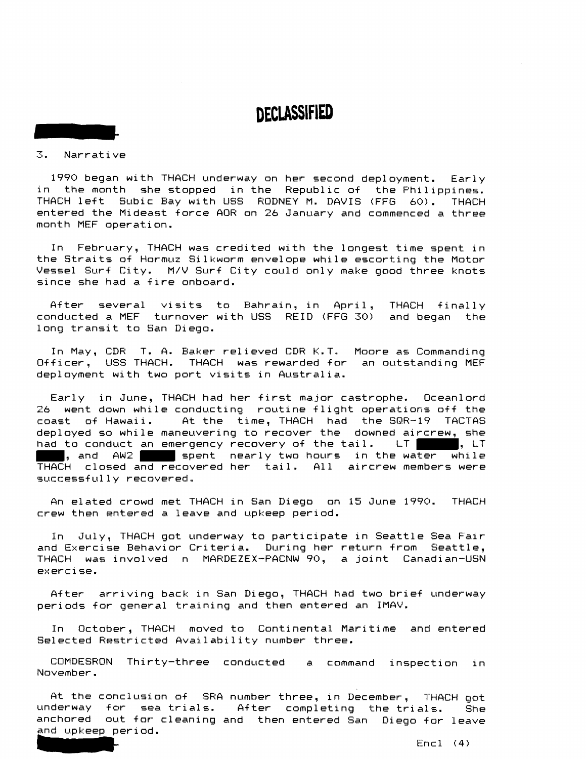**DECLASSIFIED**

3. Narrative

1990 began with THACH underway on her second deployment. Early in the month she stopped in the Republic of the Philippines. THACH left Subic Bay with USS RODNEY M. DAVIS (FFG 60). THACH entered the Mideast force AOR on 26 January and commenced a three month MEF operation.

In February, THACH was credited with the longest time spent in the Straits of Hormuz Silkworm envelope while escorting the Motor Vessel Surf City. M/V Surf City could only make good three knots since she had a fire onboard.

After several visits to Bahrain, in April, THACH finally conducted a MEF turnover with USS REID (FFG 30) and began the long transit to San Diego.

In May, CDR T. A. Baker relieved CDR K.T. Moore as Commanding Officer, USS THACH. THACH was rewarded for an outstanding MEF deployment with two port visits in Australia.

Early in June, THACH had her first major castrophe. Oceanlord 26 went down while conducting routine flight operations off the coast of Hawaii. At the time, THACH had the SQR-19 TACTAS deployed so while maneuvering to recover the downed aircrew, she had to conduct an emergency recovery of the tail. LT ████, LT ████, and AW2 ████ spent nearly two hours in the water while THACH closed and recovered her tail. All aircrew members were successfully recovered.

An elated crowd met THACH in San Diego on 15 June 1990. THACH crew then entered a leave and upkeep period.

In July, THACH got underway to participate in Seattle Sea Fair and Exercise Behavior Criteria. During her return from Seattle, THACH was involved n MARDEZEX-PACNW 90, a joint Canadian-USN exercise.

After arriving back in San Diego, THACH had two brief underway periods for general training and then entered an IMAV.

In October, THACH moved to Continental Maritime and entered Selected Restricted Availability number three.

COMDESRON Thirty-three conducted a command inspection in November.

At the conclusion of SRA number three, in December, THACH got underway for sea trials. After completing the trials. She anchored out for cleaning and then entered San Diego for leave and upkeep period.

Encl (4)